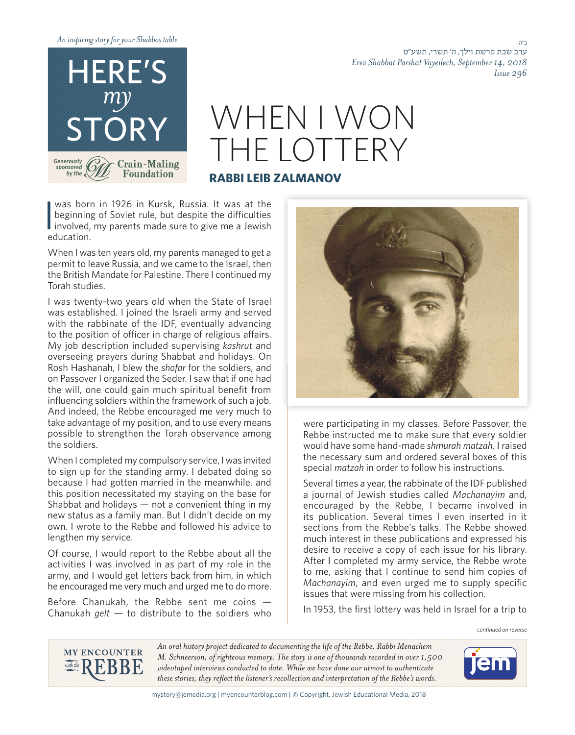*An inspiring story for your Shabbos table*

# HERE'S *my* STORY

Generously sponsored by the Crain-Maling Foundation

ב"ה

ערב שבת פרשת וילך, ה' תשרי, תשע"ט

*Erev Shabbat Parshat Vayeilech, September 14, 2018*

*Issue 296*

# WHEN I WON THE LOTTERY

## RABBI LEIB ZALMANOV

I was born in 1926 in Kursk, Russia. It was at the beginning of Soviet rule, but despite the difficulties involved, my parents made sure to give me a Jewish education.

When I was ten years old, my parents managed to get a permit to leave Russia, and we came to the Israel, then the British Mandate for Palestine. There I continued my Torah studies.

I was twenty-two years old when the State of Israel was established. I joined the Israeli army and served with the rabbinate of the IDF, eventually advancing to the position of officer in charge of religious affairs. My job description included supervising *kashrut* and overseeing prayers during Shabbat and holidays. On Rosh Hashanah, I blew the *shofar* for the soldiers, and on Passover I organized the Seder. I saw that if one had the will, one could gain much spiritual benefit from influencing soldiers within the framework of such a job. And indeed, the Rebbe encouraged me very much to take advantage of my position, and to use every means possible to strengthen the Torah observance among the soldiers.

When I completed my compulsory service, I was invited to sign up for the standing army. I debated doing so because I had gotten married in the meanwhile, and this position necessitated my staying on the base for Shabbat and holidays — not a convenient thing in my new status as a family man. But I didn't decide on my own. I wrote to the Rebbe and followed his advice to lengthen my service.

Of course, I would report to the Rebbe about all the activities I was involved in as part of my role in the army, and I would get letters back from him, in which he encouraged me very much and urged me to do more.

Before Chanukah, the Rebbe sent me coins — Chanukah *gelt* — to distribute to the soldiers who were participating in my classes. Before Passover, the Rebbe instructed me to make sure that every soldier would have some hand-made *shmurah matzah*. I raised the necessary sum and ordered several boxes of this special *matzah* in order to follow his instructions.

Several times a year, the rabbinate of the IDF published a journal of Jewish studies called *Machanayim* and, encouraged by the Rebbe, I became involved in its publication. Several times I even inserted in it sections from the Rebbe's talks. The Rebbe showed much interest in these publications and expressed his desire to receive a copy of each issue for his library. After I completed my army service, the Rebbe wrote to me, asking that I continue to send him copies of *Machanayim*, and even urged me to supply specific issues that were missing from his collection.

In 1953, the first lottery was held in Israel for a trip to

*continued on reverse*

MY ENCOUNTER with the REBBE

*An oral history project dedicated to documenting the life of the Rebbe, Rabbi Menachem M. Schneerson, of righteous memory. The story is one of thousands recorded in over 1,500 videotaped interviews conducted to date. While we have done our utmost to authenticate these stories, they reflect the listener's recollection and interpretation of the Rebbe's words.*

mystory@jemedia.org | myencounterblog.com | © Copyright, Jewish Educational Media, 2018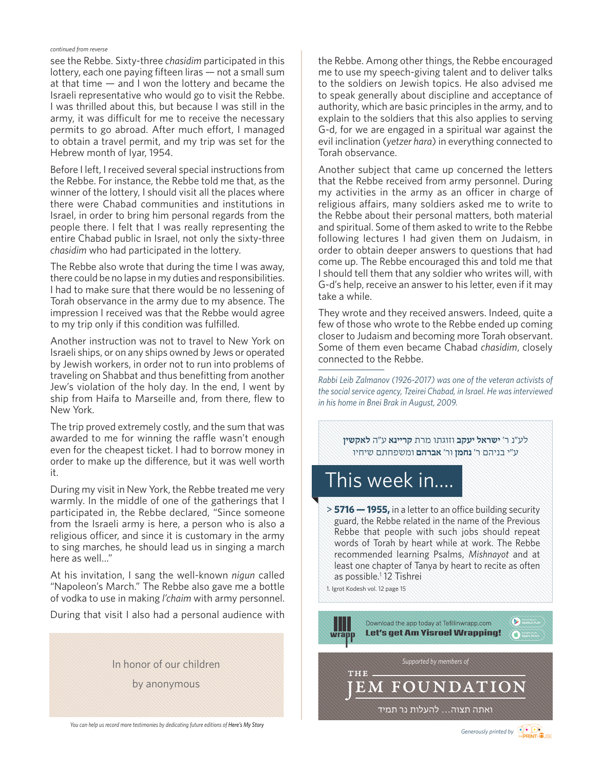*continued from reverse*

see the Rebbe. Sixty-three *chasidim* participated in this lottery, each one paying fifteen liras — not a small sum at that time — and I won the lottery and became the Israeli representative who would go to visit the Rebbe. I was thrilled about this, but because I was still in the army, it was difficult for me to receive the necessary permits to go abroad. After much effort, I managed to obtain a travel permit, and my trip was set for the Hebrew month of Iyar, 1954.

Before I left, I received several special instructions from the Rebbe. For instance, the Rebbe told me that, as the winner of the lottery, I should visit all the places where there were Chabad communities and institutions in Israel, in order to bring him personal regards from the people there. I felt that I was really representing the entire Chabad public in Israel, not only the sixty-three *chasidim* who had participated in the lottery.

The Rebbe also wrote that during the time I was away, there could be no lapse in my duties and responsibilities. I had to make sure that there would be no lessening of Torah observance in the army due to my absence. The impression I received was that the Rebbe would agree to my trip only if this condition was fulfilled.

Another instruction was not to travel to New York on Israeli ships, or on any ships owned by Jews or operated by Jewish workers, in order not to run into problems of traveling on Shabbat and thus benefitting from another Jew's violation of the holy day. In the end, I went by ship from Haifa to Marseille and, from there, flew to New York.

The trip proved extremely costly, and the sum that was awarded to me for winning the raffle wasn't enough even for the cheapest ticket. I had to borrow money in order to make up the difference, but it was well worth it.

During my visit in New York, the Rebbe treated me very warmly. In the middle of one of the gatherings that I participated in, the Rebbe declared, "Since someone from the Israeli army is here, a person who is also a religious officer, and since it is customary in the army to sing marches, he should lead us in singing a march here as well..."

At his invitation, I sang the well-known *nigun* called "Napoleon's March." The Rebbe also gave me a bottle of vodka to use in making *l'chaim* with army personnel.

During that visit I also had a personal audience with the Rebbe. Among other things, the Rebbe encouraged me to use my speech-giving talent and to deliver talks to the soldiers on Jewish topics. He also advised me to speak generally about discipline and acceptance of authority, which are basic principles in the army, and to explain to the soldiers that this also applies to serving G-d, for we are engaged in a spiritual war against the evil inclination (*yetzer hara*) in everything connected to Torah observance.

Another subject that came up concerned the letters that the Rebbe received from army personnel. During my activities in the army as an officer in charge of religious affairs, many soldiers asked me to write to the Rebbe about their personal matters, both material and spiritual. Some of them asked to write to the Rebbe following lectures I had given them on Judaism, in order to obtain deeper answers to questions that had come up. The Rebbe encouraged this and told me that I should tell them that any soldier who writes will, with G-d's help, receive an answer to his letter, even if it may take a while.

They wrote and they received answers. Indeed, quite a few of those who wrote to the Rebbe ended up coming closer to Judaism and becoming more Torah observant. Some of them even became Chabad *chasidim*, closely connected to the Rebbe.

---

*Rabbi Leib Zalmanov (1926-2017) was one of the veteran activists of the social service agency, Tzeirei Chabad, in Israel. He was interviewed in his home in Bnei Brak in August, 2009.*

In honor of our children

by anonymous

לע"נ ר' **ישראל יעקב** וזוגתו מרת **קריינא** ע"ה **לאקשין**
ע"י בניהם ר' **נחמן** ור' **אברהם** ומשפחתם שיחיו

## This week in....

> **5716 — 1955,** in a letter to an office building security guard, the Rebbe related in the name of the Previous Rebbe that people with such jobs should repeat words of Torah by heart while at work. The Rebbe recommended learning Psalms, *Mishnayot* and at least one chapter of Tanya by heart to recite as often as possible.[1] 12 Tishrei

1. Igrot Kodesh vol. 12 page 15

Download the app today at Tefillinwrapp.com
**Let's get Am Yisroel Wrapping!**

*Supported by members of*

THE JEM FOUNDATION

ואתה תצוה... להעלות נר תמיד

*You can help us record more testimonies by dedicating future editions of **Here's My Story***

*Generously printed by* The Print House